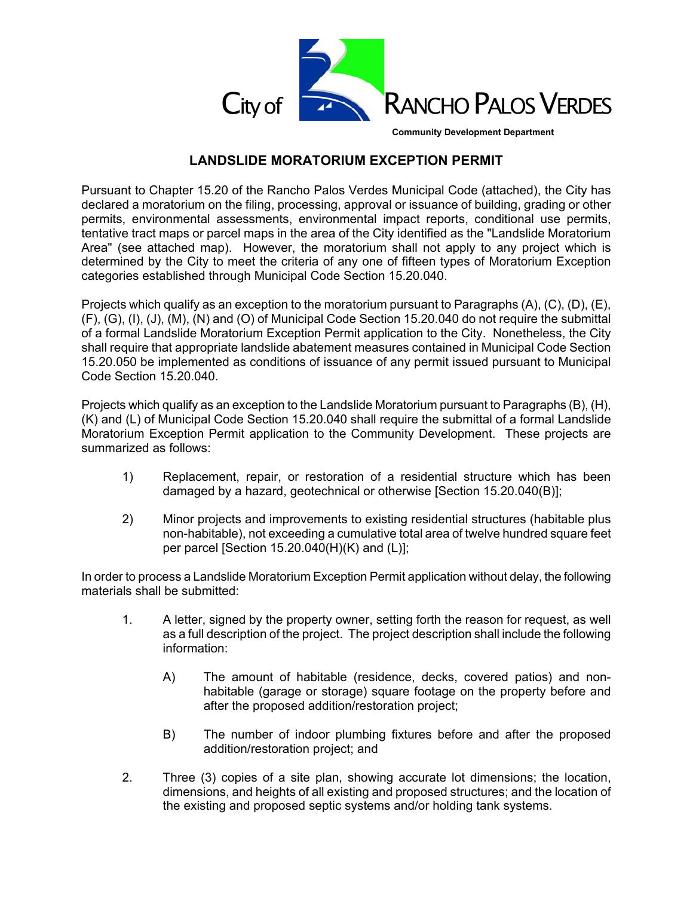City of RANCHO PALOS VERDES

Community Development Department

# LANDSLIDE MORATORIUM EXCEPTION PERMIT

Pursuant to Chapter 15.20 of the Rancho Palos Verdes Municipal Code (attached), the City has declared a moratorium on the filing, processing, approval or issuance of building, grading or other permits, environmental assessments, environmental impact reports, conditional use permits, tentative tract maps or parcel maps in the area of the City identified as the "Landslide Moratorium Area" (see attached map). However, the moratorium shall not apply to any project which is determined by the City to meet the criteria of any one of fifteen types of Moratorium Exception categories established through Municipal Code Section 15.20.040.

Projects which qualify as an exception to the moratorium pursuant to Paragraphs (A), (C), (D), (E), (F), (G), (I), (J), (M), (N) and (O) of Municipal Code Section 15.20.040 do not require the submittal of a formal Landslide Moratorium Exception Permit application to the City. Nonetheless, the City shall require that appropriate landslide abatement measures contained in Municipal Code Section 15.20.050 be implemented as conditions of issuance of any permit issued pursuant to Municipal Code Section 15.20.040.

Projects which qualify as an exception to the Landslide Moratorium pursuant to Paragraphs (B), (H), (K) and (L) of Municipal Code Section 15.20.040 shall require the submittal of a formal Landslide Moratorium Exception Permit application to the Community Development. These projects are summarized as follows:

1) Replacement, repair, or restoration of a residential structure which has been damaged by a hazard, geotechnical or otherwise [Section 15.20.040(B)];

2) Minor projects and improvements to existing residential structures (habitable plus non-habitable), not exceeding a cumulative total area of twelve hundred square feet per parcel [Section 15.20.040(H)(K) and (L)];

In order to process a Landslide Moratorium Exception Permit application without delay, the following materials shall be submitted:

1. A letter, signed by the property owner, setting forth the reason for request, as well as a full description of the project. The project description shall include the following information:

   A) The amount of habitable (residence, decks, covered patios) and non-habitable (garage or storage) square footage on the property before and after the proposed addition/restoration project;

   B) The number of indoor plumbing fixtures before and after the proposed addition/restoration project; and

2. Three (3) copies of a site plan, showing accurate lot dimensions; the location, dimensions, and heights of all existing and proposed structures; and the location of the existing and proposed septic systems and/or holding tank systems.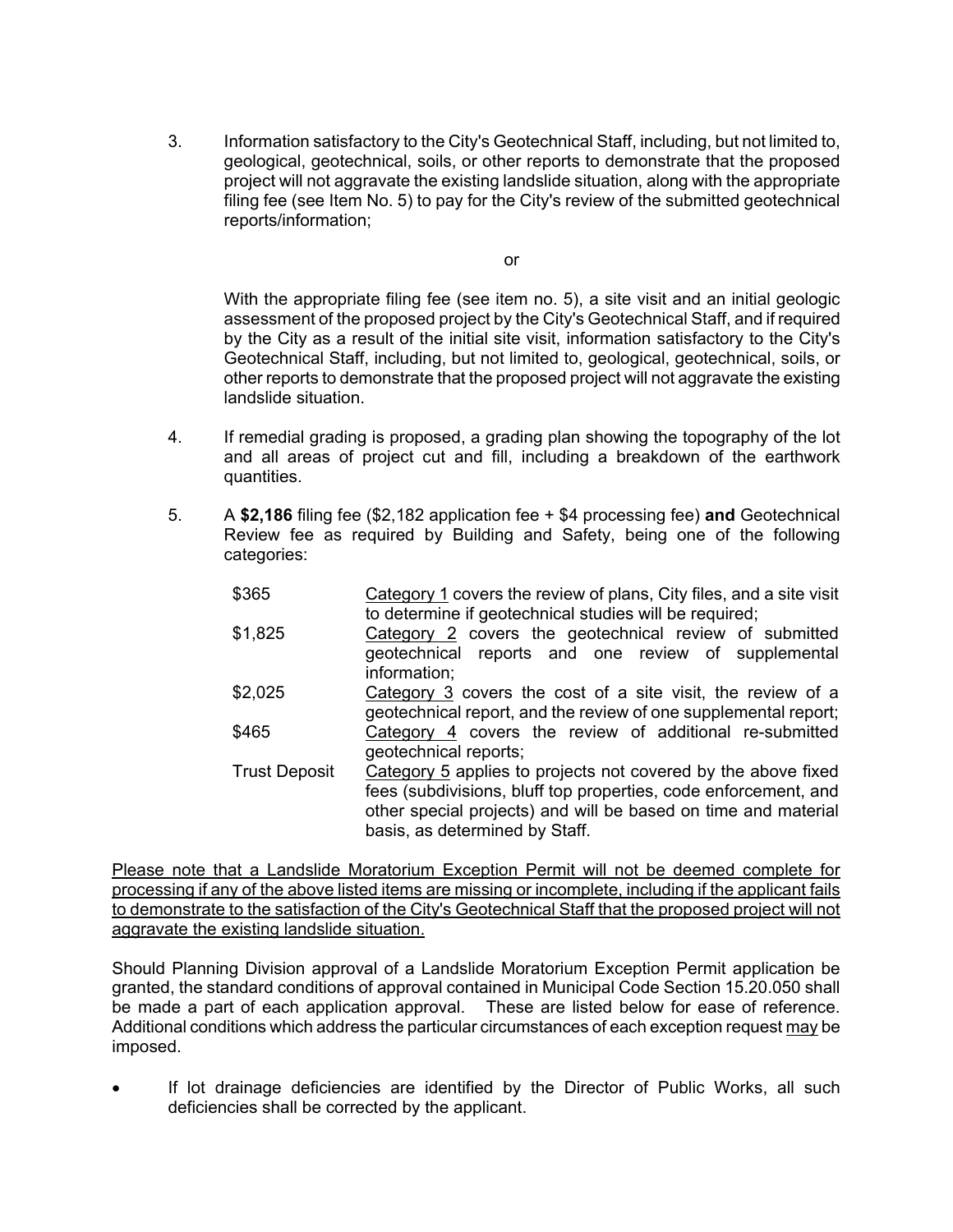3. Information satisfactory to the City's Geotechnical Staff, including, but not limited to, geological, geotechnical, soils, or other reports to demonstrate that the proposed project will not aggravate the existing landslide situation, along with the appropriate filing fee (see Item No. 5) to pay for the City's review of the submitted geotechnical reports/information;

   or

   With the appropriate filing fee (see item no. 5), a site visit and an initial geologic assessment of the proposed project by the City's Geotechnical Staff, and if required by the City as a result of the initial site visit, information satisfactory to the City's Geotechnical Staff, including, but not limited to, geological, geotechnical, soils, or other reports to demonstrate that the proposed project will not aggravate the existing landslide situation.

4. If remedial grading is proposed, a grading plan showing the topography of the lot and all areas of project cut and fill, including a breakdown of the earthwork quantities.

5. A **$2,186** filing fee ($2,182 application fee + $4 processing fee) **and** Geotechnical Review fee as required by Building and Safety, being one of the following categories:

| | |
|---|---|
| $365 | Category 1 covers the review of plans, City files, and a site visit to determine if geotechnical studies will be required; |
| $1,825 | Category 2 covers the geotechnical review of submitted geotechnical reports and one review of supplemental information; |
| $2,025 | Category 3 covers the cost of a site visit, the review of a geotechnical report, and the review of one supplemental report; |
| $465 | Category 4 covers the review of additional re-submitted geotechnical reports; |
| Trust Deposit | Category 5 applies to projects not covered by the above fixed fees (subdivisions, bluff top properties, code enforcement, and other special projects) and will be based on time and material basis, as determined by Staff. |

Please note that a Landslide Moratorium Exception Permit will not be deemed complete for processing if any of the above listed items are missing or incomplete, including if the applicant fails to demonstrate to the satisfaction of the City's Geotechnical Staff that the proposed project will not aggravate the existing landslide situation.

Should Planning Division approval of a Landslide Moratorium Exception Permit application be granted, the standard conditions of approval contained in Municipal Code Section 15.20.050 shall be made a part of each application approval. These are listed below for ease of reference. Additional conditions which address the particular circumstances of each exception request may be imposed.

- If lot drainage deficiencies are identified by the Director of Public Works, all such deficiencies shall be corrected by the applicant.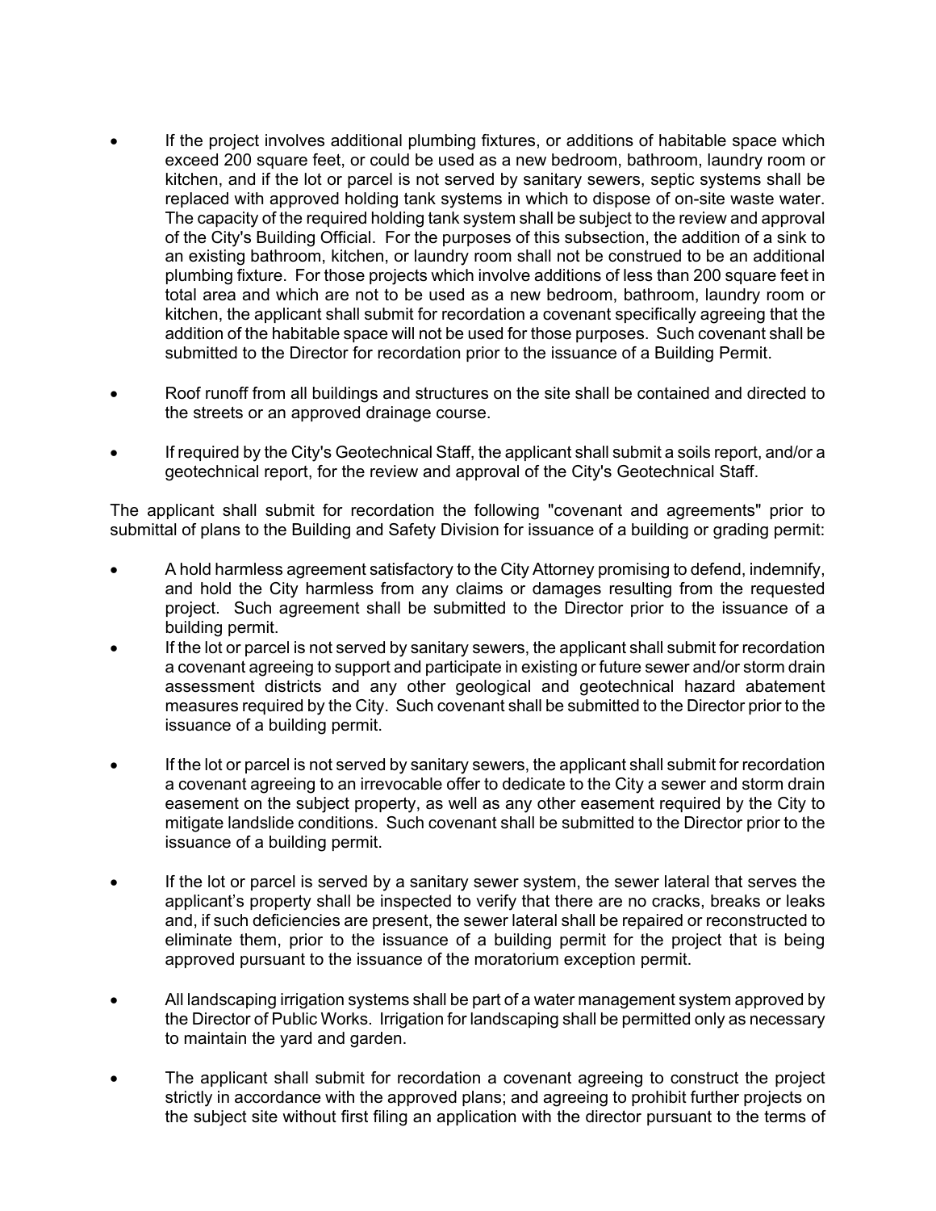- If the project involves additional plumbing fixtures, or additions of habitable space which exceed 200 square feet, or could be used as a new bedroom, bathroom, laundry room or kitchen, and if the lot or parcel is not served by sanitary sewers, septic systems shall be replaced with approved holding tank systems in which to dispose of on-site waste water. The capacity of the required holding tank system shall be subject to the review and approval of the City's Building Official. For the purposes of this subsection, the addition of a sink to an existing bathroom, kitchen, or laundry room shall not be construed to be an additional plumbing fixture. For those projects which involve additions of less than 200 square feet in total area and which are not to be used as a new bedroom, bathroom, laundry room or kitchen, the applicant shall submit for recordation a covenant specifically agreeing that the addition of the habitable space will not be used for those purposes. Such covenant shall be submitted to the Director for recordation prior to the issuance of a Building Permit.

- Roof runoff from all buildings and structures on the site shall be contained and directed to the streets or an approved drainage course.

- If required by the City's Geotechnical Staff, the applicant shall submit a soils report, and/or a geotechnical report, for the review and approval of the City's Geotechnical Staff.

The applicant shall submit for recordation the following "covenant and agreements" prior to submittal of plans to the Building and Safety Division for issuance of a building or grading permit:

- A hold harmless agreement satisfactory to the City Attorney promising to defend, indemnify, and hold the City harmless from any claims or damages resulting from the requested project. Such agreement shall be submitted to the Director prior to the issuance of a building permit.
- If the lot or parcel is not served by sanitary sewers, the applicant shall submit for recordation a covenant agreeing to support and participate in existing or future sewer and/or storm drain assessment districts and any other geological and geotechnical hazard abatement measures required by the City. Such covenant shall be submitted to the Director prior to the issuance of a building permit.

- If the lot or parcel is not served by sanitary sewers, the applicant shall submit for recordation a covenant agreeing to an irrevocable offer to dedicate to the City a sewer and storm drain easement on the subject property, as well as any other easement required by the City to mitigate landslide conditions. Such covenant shall be submitted to the Director prior to the issuance of a building permit.

- If the lot or parcel is served by a sanitary sewer system, the sewer lateral that serves the applicant's property shall be inspected to verify that there are no cracks, breaks or leaks and, if such deficiencies are present, the sewer lateral shall be repaired or reconstructed to eliminate them, prior to the issuance of a building permit for the project that is being approved pursuant to the issuance of the moratorium exception permit.

- All landscaping irrigation systems shall be part of a water management system approved by the Director of Public Works. Irrigation for landscaping shall be permitted only as necessary to maintain the yard and garden.

- The applicant shall submit for recordation a covenant agreeing to construct the project strictly in accordance with the approved plans; and agreeing to prohibit further projects on the subject site without first filing an application with the director pursuant to the terms of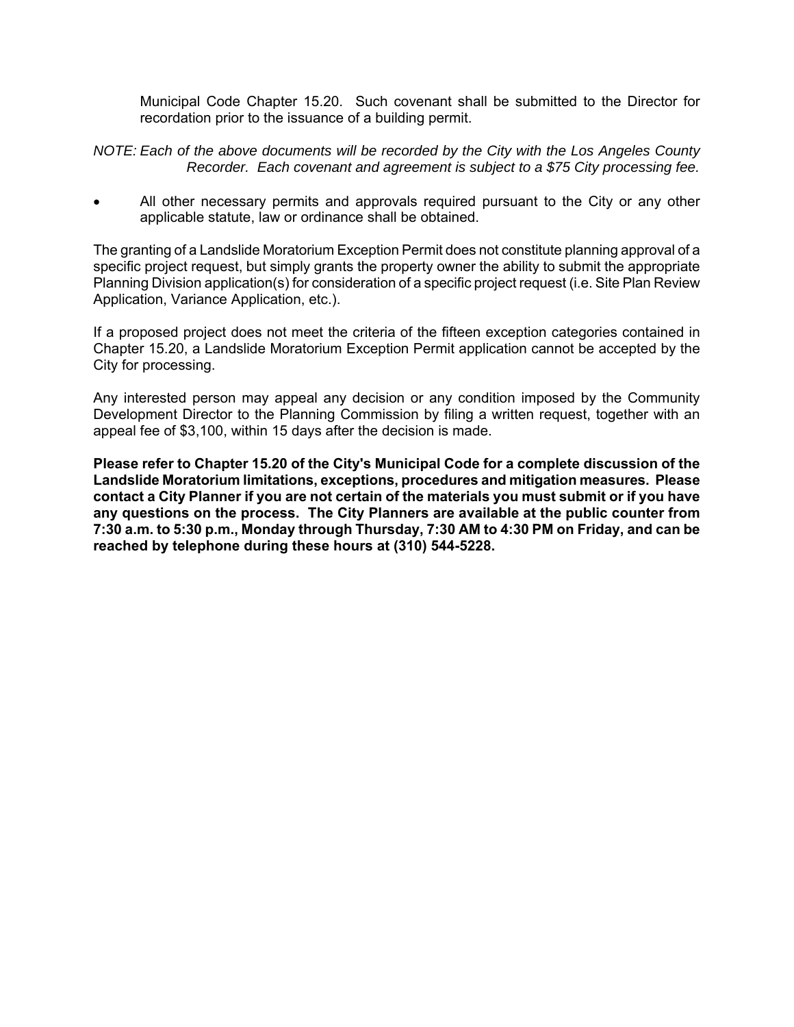Municipal Code Chapter 15.20. Such covenant shall be submitted to the Director for recordation prior to the issuance of a building permit.

*NOTE: Each of the above documents will be recorded by the City with the Los Angeles County Recorder. Each covenant and agreement is subject to a $75 City processing fee.*

- All other necessary permits and approvals required pursuant to the City or any other applicable statute, law or ordinance shall be obtained.

The granting of a Landslide Moratorium Exception Permit does not constitute planning approval of a specific project request, but simply grants the property owner the ability to submit the appropriate Planning Division application(s) for consideration of a specific project request (i.e. Site Plan Review Application, Variance Application, etc.).

If a proposed project does not meet the criteria of the fifteen exception categories contained in Chapter 15.20, a Landslide Moratorium Exception Permit application cannot be accepted by the City for processing.

Any interested person may appeal any decision or any condition imposed by the Community Development Director to the Planning Commission by filing a written request, together with an appeal fee of $3,100, within 15 days after the decision is made.

**Please refer to Chapter 15.20 of the City's Municipal Code for a complete discussion of the Landslide Moratorium limitations, exceptions, procedures and mitigation measures. Please contact a City Planner if you are not certain of the materials you must submit or if you have any questions on the process. The City Planners are available at the public counter from 7:30 a.m. to 5:30 p.m., Monday through Thursday, 7:30 AM to 4:30 PM on Friday, and can be reached by telephone during these hours at (310) 544-5228.**